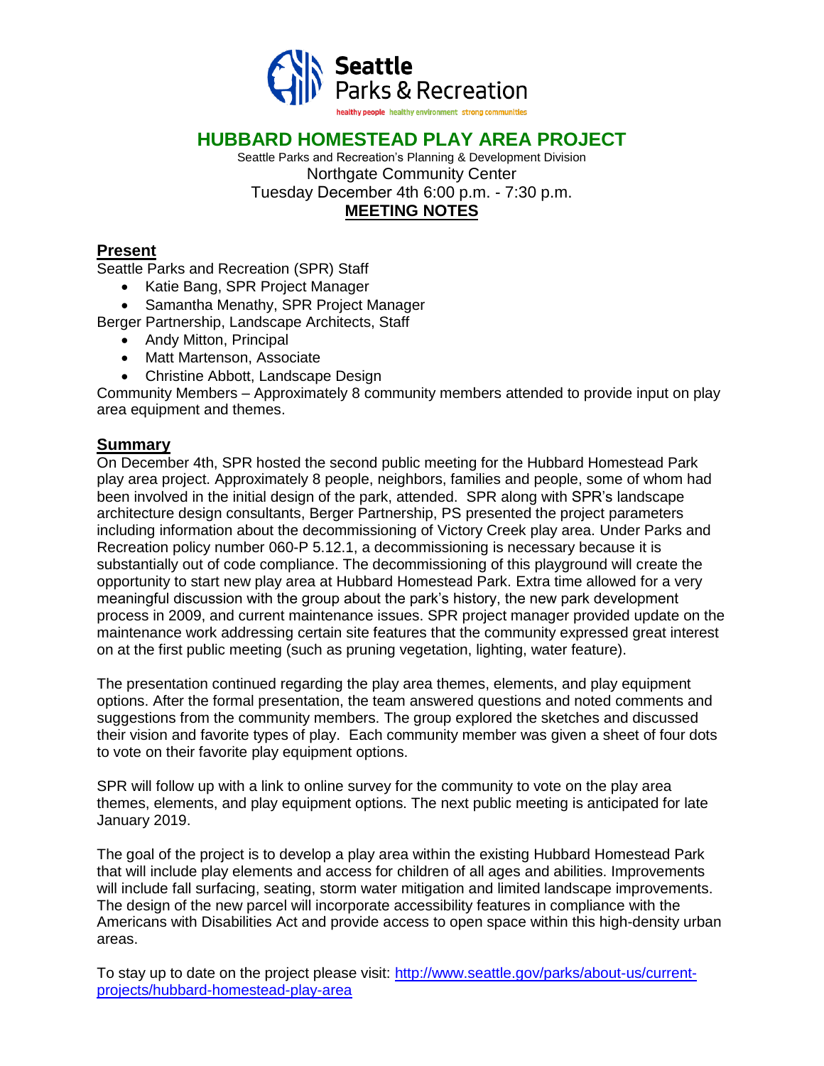Seattle Parks & Recreation

healthy people healthy environment strong communities

# HUBBARD HOMESTEAD PLAY AREA PROJECT

Seattle Parks and Recreation's Planning & Development Division

Northgate Community Center

Tuesday December 4th 6:00 p.m. - 7:30 p.m.

**MEETING NOTES**

## Present

Seattle Parks and Recreation (SPR) Staff

- Katie Bang, SPR Project Manager
- Samantha Menathy, SPR Project Manager

Berger Partnership, Landscape Architects, Staff

- Andy Mitton, Principal
- Matt Martenson, Associate
- Christine Abbott, Landscape Design

Community Members – Approximately 8 community members attended to provide input on play area equipment and themes.

## Summary

On December 4th, SPR hosted the second public meeting for the Hubbard Homestead Park play area project. Approximately 8 people, neighbors, families and people, some of whom had been involved in the initial design of the park, attended. SPR along with SPR's landscape architecture design consultants, Berger Partnership, PS presented the project parameters including information about the decommissioning of Victory Creek play area. Under Parks and Recreation policy number 060-P 5.12.1, a decommissioning is necessary because it is substantially out of code compliance. The decommissioning of this playground will create the opportunity to start new play area at Hubbard Homestead Park. Extra time allowed for a very meaningful discussion with the group about the park's history, the new park development process in 2009, and current maintenance issues. SPR project manager provided update on the maintenance work addressing certain site features that the community expressed great interest on at the first public meeting (such as pruning vegetation, lighting, water feature).

The presentation continued regarding the play area themes, elements, and play equipment options. After the formal presentation, the team answered questions and noted comments and suggestions from the community members. The group explored the sketches and discussed their vision and favorite types of play. Each community member was given a sheet of four dots to vote on their favorite play equipment options.

SPR will follow up with a link to online survey for the community to vote on the play area themes, elements, and play equipment options. The next public meeting is anticipated for late January 2019.

The goal of the project is to develop a play area within the existing Hubbard Homestead Park that will include play elements and access for children of all ages and abilities. Improvements will include fall surfacing, seating, storm water mitigation and limited landscape improvements. The design of the new parcel will incorporate accessibility features in compliance with the Americans with Disabilities Act and provide access to open space within this high-density urban areas.

To stay up to date on the project please visit: [http://www.seattle.gov/parks/about-us/current-projects/hubbard-homestead-play-area](http://www.seattle.gov/parks/about-us/current-projects/hubbard-homestead-play-area)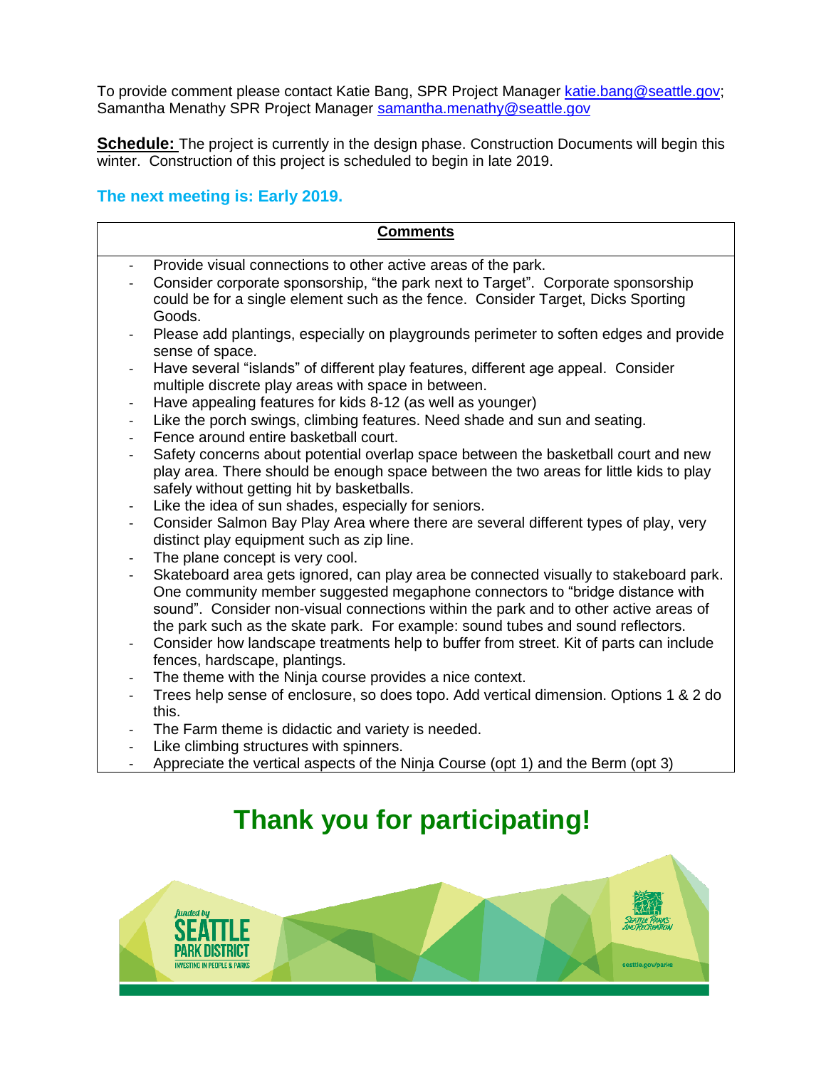To provide comment please contact Katie Bang, SPR Project Manager katie.bang@seattle.gov; Samantha Menathy SPR Project Manager samantha.menathy@seattle.gov

**Schedule:** The project is currently in the design phase. Construction Documents will begin this winter. Construction of this project is scheduled to begin in late 2019.

### The next meeting is: Early 2019.

**Comments**

- Provide visual connections to other active areas of the park.
- Consider corporate sponsorship, "the park next to Target". Corporate sponsorship could be for a single element such as the fence. Consider Target, Dicks Sporting Goods.
- Please add plantings, especially on playgrounds perimeter to soften edges and provide sense of space.
- Have several "islands" of different play features, different age appeal. Consider multiple discrete play areas with space in between.
- Have appealing features for kids 8-12 (as well as younger)
- Like the porch swings, climbing features. Need shade and sun and seating.
- Fence around entire basketball court.
- Safety concerns about potential overlap space between the basketball court and new play area. There should be enough space between the two areas for little kids to play safely without getting hit by basketballs.
- Like the idea of sun shades, especially for seniors.
- Consider Salmon Bay Play Area where there are several different types of play, very distinct play equipment such as zip line.
- The plane concept is very cool.
- Skateboard area gets ignored, can play area be connected visually to stakeboard park. One community member suggested megaphone connectors to "bridge distance with sound". Consider non-visual connections within the park and to other active areas of the park such as the skate park. For example: sound tubes and sound reflectors.
- Consider how landscape treatments help to buffer from street. Kit of parts can include fences, hardscape, plantings.
- The theme with the Ninja course provides a nice context.
- Trees help sense of enclosure, so does topo. Add vertical dimension. Options 1 & 2 do this.
- The Farm theme is didactic and variety is needed.
- Like climbing structures with spinners.
- Appreciate the vertical aspects of the Ninja Course (opt 1) and the Berm (opt 3)

## Thank you for participating!

funded by SEATTLE PARK DISTRICT INVESTING IN PEOPLE & PARKS

Seattle Parks and Recreation

seattle.gov/parks